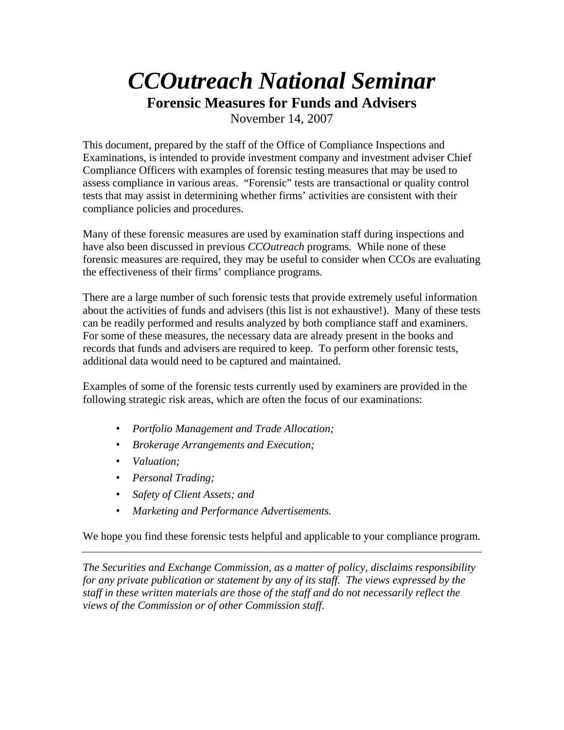# *CCOutreach National Seminar*

## Forensic Measures for Funds and Advisers

November 14, 2007

This document, prepared by the staff of the Office of Compliance Inspections and Examinations, is intended to provide investment company and investment adviser Chief Compliance Officers with examples of forensic testing measures that may be used to assess compliance in various areas. "Forensic" tests are transactional or quality control tests that may assist in determining whether firms' activities are consistent with their compliance policies and procedures.

Many of these forensic measures are used by examination staff during inspections and have also been discussed in previous *CCOutreach* programs. While none of these forensic measures are required, they may be useful to consider when CCOs are evaluating the effectiveness of their firms' compliance programs.

There are a large number of such forensic tests that provide extremely useful information about the activities of funds and advisers (this list is not exhaustive!). Many of these tests can be readily performed and results analyzed by both compliance staff and examiners. For some of these measures, the necessary data are already present in the books and records that funds and advisers are required to keep. To perform other forensic tests, additional data would need to be captured and maintained.

Examples of some of the forensic tests currently used by examiners are provided in the following strategic risk areas, which are often the focus of our examinations:

- *Portfolio Management and Trade Allocation;*
- *Brokerage Arrangements and Execution;*
- *Valuation;*
- *Personal Trading;*
- *Safety of Client Assets; and*
- *Marketing and Performance Advertisements.*

We hope you find these forensic tests helpful and applicable to your compliance program.

---

*The Securities and Exchange Commission, as a matter of policy, disclaims responsibility for any private publication or statement by any of its staff. The views expressed by the staff in these written materials are those of the staff and do not necessarily reflect the views of the Commission or of other Commission staff.*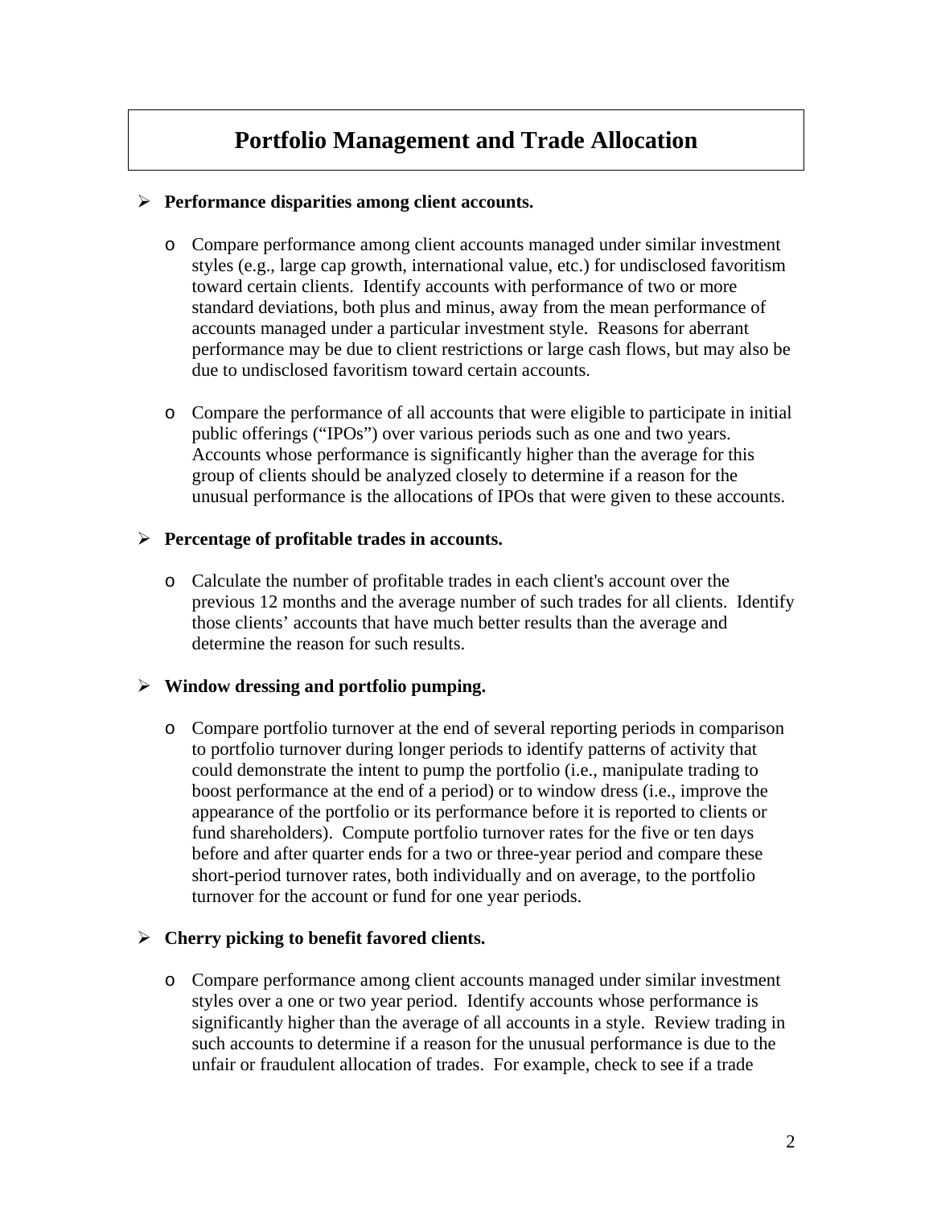# Portfolio Management and Trade Allocation

- **Performance disparities among client accounts.**

  - Compare performance among client accounts managed under similar investment styles (e.g., large cap growth, international value, etc.) for undisclosed favoritism toward certain clients. Identify accounts with performance of two or more standard deviations, both plus and minus, away from the mean performance of accounts managed under a particular investment style. Reasons for aberrant performance may be due to client restrictions or large cash flows, but may also be due to undisclosed favoritism toward certain accounts.

  - Compare the performance of all accounts that were eligible to participate in initial public offerings ("IPOs") over various periods such as one and two years. Accounts whose performance is significantly higher than the average for this group of clients should be analyzed closely to determine if a reason for the unusual performance is the allocations of IPOs that were given to these accounts.

- **Percentage of profitable trades in accounts.**

  - Calculate the number of profitable trades in each client's account over the previous 12 months and the average number of such trades for all clients. Identify those clients' accounts that have much better results than the average and determine the reason for such results.

- **Window dressing and portfolio pumping.**

  - Compare portfolio turnover at the end of several reporting periods in comparison to portfolio turnover during longer periods to identify patterns of activity that could demonstrate the intent to pump the portfolio (i.e., manipulate trading to boost performance at the end of a period) or to window dress (i.e., improve the appearance of the portfolio or its performance before it is reported to clients or fund shareholders). Compute portfolio turnover rates for the five or ten days before and after quarter ends for a two or three-year period and compare these short-period turnover rates, both individually and on average, to the portfolio turnover for the account or fund for one year periods.

- **Cherry picking to benefit favored clients.**

  - Compare performance among client accounts managed under similar investment styles over a one or two year period. Identify accounts whose performance is significantly higher than the average of all accounts in a style. Review trading in such accounts to determine if a reason for the unusual performance is due to the unfair or fraudulent allocation of trades. For example, check to see if a trade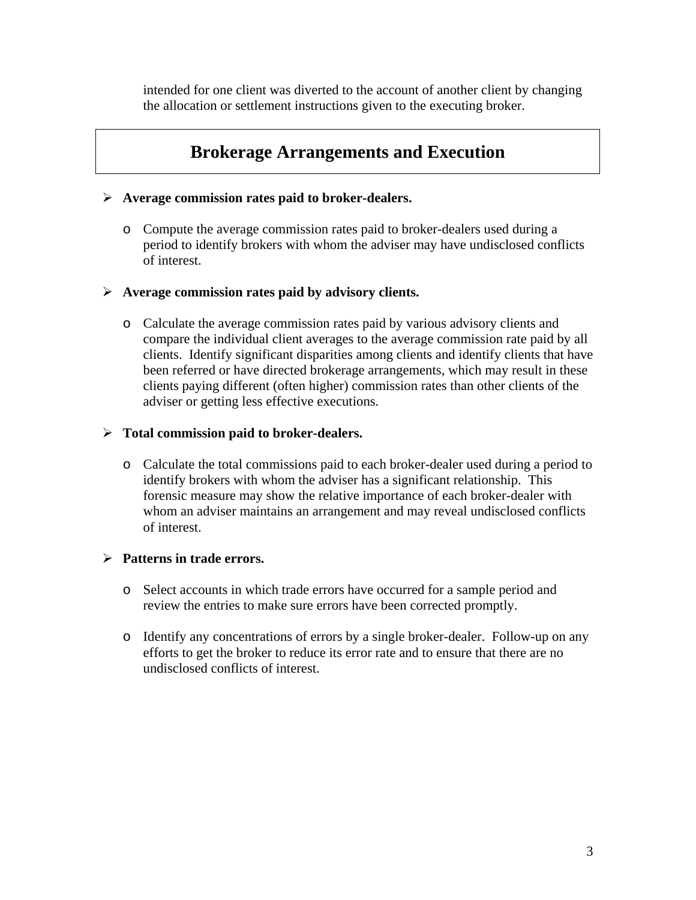intended for one client was diverted to the account of another client by changing the allocation or settlement instructions given to the executing broker.

## Brokerage Arrangements and Execution

- **Average commission rates paid to broker-dealers.**
  - Compute the average commission rates paid to broker-dealers used during a period to identify brokers with whom the adviser may have undisclosed conflicts of interest.

- **Average commission rates paid by advisory clients.**
  - Calculate the average commission rates paid by various advisory clients and compare the individual client averages to the average commission rate paid by all clients. Identify significant disparities among clients and identify clients that have been referred or have directed brokerage arrangements, which may result in these clients paying different (often higher) commission rates than other clients of the adviser or getting less effective executions.

- **Total commission paid to broker-dealers.**
  - Calculate the total commissions paid to each broker-dealer used during a period to identify brokers with whom the adviser has a significant relationship. This forensic measure may show the relative importance of each broker-dealer with whom an adviser maintains an arrangement and may reveal undisclosed conflicts of interest.

- **Patterns in trade errors.**
  - Select accounts in which trade errors have occurred for a sample period and review the entries to make sure errors have been corrected promptly.
  - Identify any concentrations of errors by a single broker-dealer. Follow-up on any efforts to get the broker to reduce its error rate and to ensure that there are no undisclosed conflicts of interest.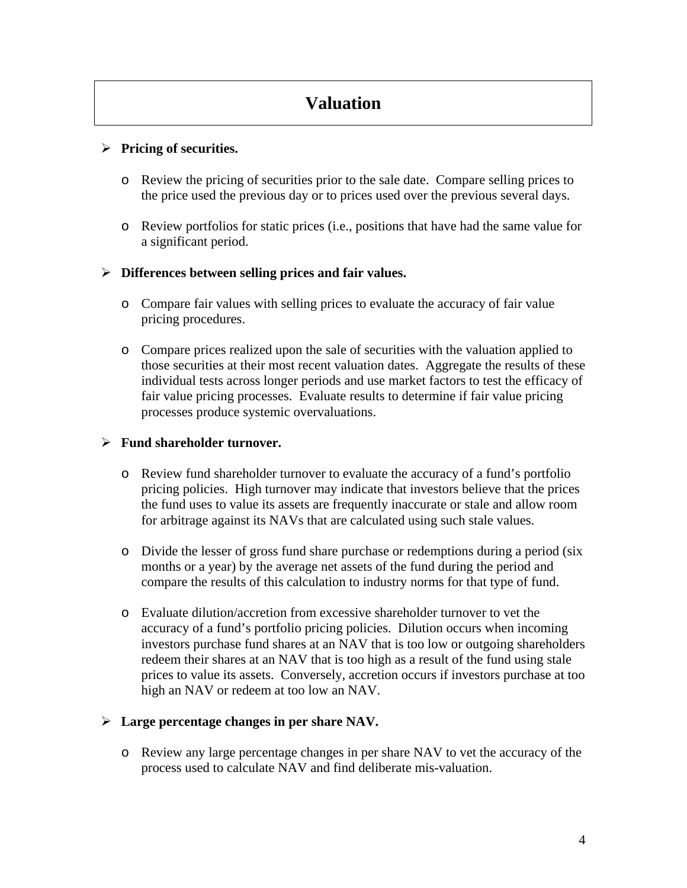# Valuation

- **Pricing of securities.**
  - Review the pricing of securities prior to the sale date. Compare selling prices to the price used the previous day or to prices used over the previous several days.
  - Review portfolios for static prices (i.e., positions that have had the same value for a significant period.

- **Differences between selling prices and fair values.**
  - Compare fair values with selling prices to evaluate the accuracy of fair value pricing procedures.
  - Compare prices realized upon the sale of securities with the valuation applied to those securities at their most recent valuation dates. Aggregate the results of these individual tests across longer periods and use market factors to test the efficacy of fair value pricing processes. Evaluate results to determine if fair value pricing processes produce systemic overvaluations.

- **Fund shareholder turnover.**
  - Review fund shareholder turnover to evaluate the accuracy of a fund's portfolio pricing policies. High turnover may indicate that investors believe that the prices the fund uses to value its assets are frequently inaccurate or stale and allow room for arbitrage against its NAVs that are calculated using such stale values.
  - Divide the lesser of gross fund share purchase or redemptions during a period (six months or a year) by the average net assets of the fund during the period and compare the results of this calculation to industry norms for that type of fund.
  - Evaluate dilution/accretion from excessive shareholder turnover to vet the accuracy of a fund's portfolio pricing policies. Dilution occurs when incoming investors purchase fund shares at an NAV that is too low or outgoing shareholders redeem their shares at an NAV that is too high as a result of the fund using stale prices to value its assets. Conversely, accretion occurs if investors purchase at too high an NAV or redeem at too low an NAV.

- **Large percentage changes in per share NAV.**
  - Review any large percentage changes in per share NAV to vet the accuracy of the process used to calculate NAV and find deliberate mis-valuation.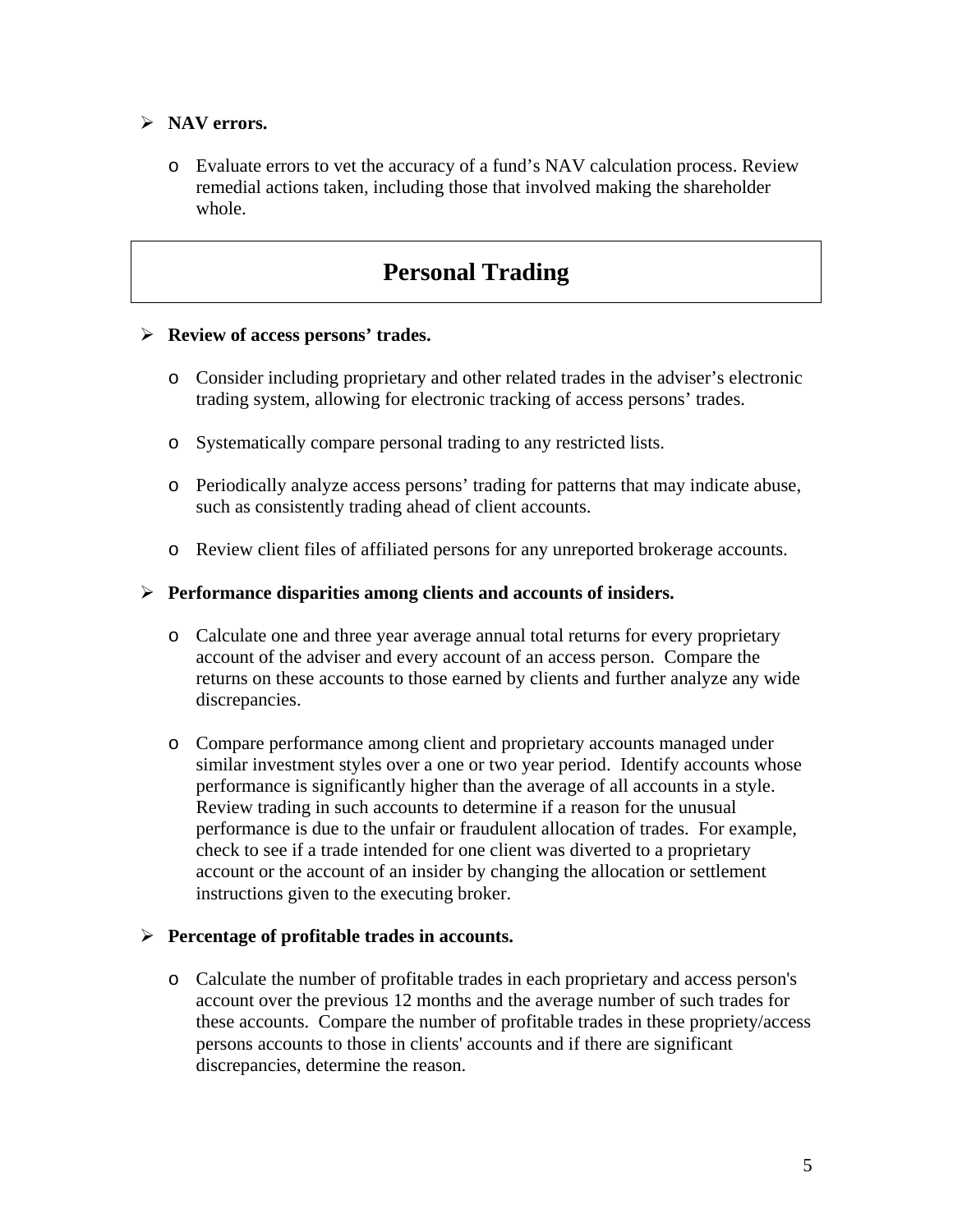- **NAV errors.**

  - Evaluate errors to vet the accuracy of a fund's NAV calculation process. Review remedial actions taken, including those that involved making the shareholder whole.

## Personal Trading

- **Review of access persons' trades.**

  - Consider including proprietary and other related trades in the adviser's electronic trading system, allowing for electronic tracking of access persons' trades.

  - Systematically compare personal trading to any restricted lists.

  - Periodically analyze access persons' trading for patterns that may indicate abuse, such as consistently trading ahead of client accounts.

  - Review client files of affiliated persons for any unreported brokerage accounts.

- **Performance disparities among clients and accounts of insiders.**

  - Calculate one and three year average annual total returns for every proprietary account of the adviser and every account of an access person. Compare the returns on these accounts to those earned by clients and further analyze any wide discrepancies.

  - Compare performance among client and proprietary accounts managed under similar investment styles over a one or two year period. Identify accounts whose performance is significantly higher than the average of all accounts in a style. Review trading in such accounts to determine if a reason for the unusual performance is due to the unfair or fraudulent allocation of trades. For example, check to see if a trade intended for one client was diverted to a proprietary account or the account of an insider by changing the allocation or settlement instructions given to the executing broker.

- **Percentage of profitable trades in accounts.**

  - Calculate the number of profitable trades in each proprietary and access person's account over the previous 12 months and the average number of such trades for these accounts. Compare the number of profitable trades in these propriety/access persons accounts to those in clients' accounts and if there are significant discrepancies, determine the reason.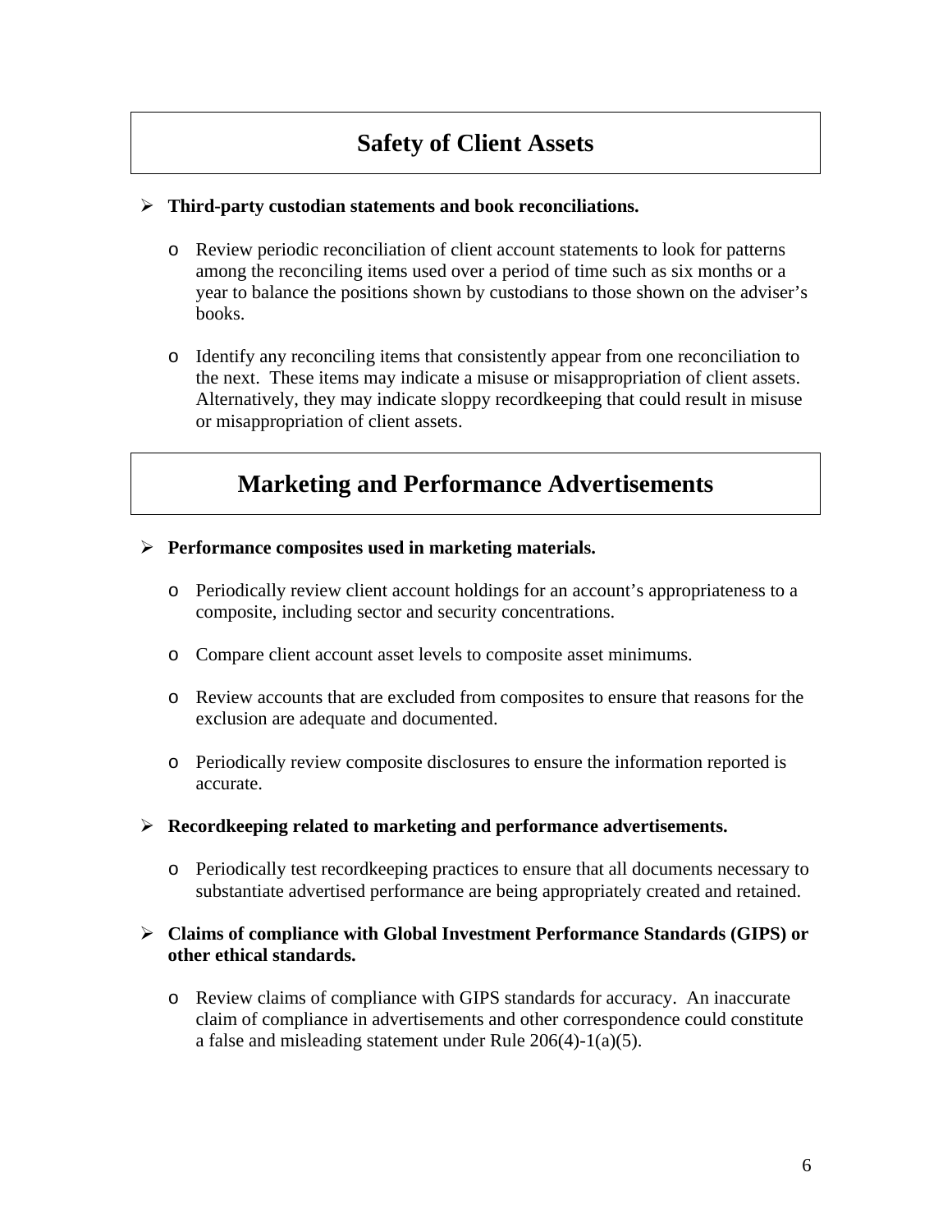## Safety of Client Assets

- **Third-party custodian statements and book reconciliations.**

    - Review periodic reconciliation of client account statements to look for patterns among the reconciling items used over a period of time such as six months or a year to balance the positions shown by custodians to those shown on the adviser's books.

    - Identify any reconciling items that consistently appear from one reconciliation to the next. These items may indicate a misuse or misappropriation of client assets. Alternatively, they may indicate sloppy recordkeeping that could result in misuse or misappropriation of client assets.

## Marketing and Performance Advertisements

- **Performance composites used in marketing materials.**

    - Periodically review client account holdings for an account's appropriateness to a composite, including sector and security concentrations.

    - Compare client account asset levels to composite asset minimums.

    - Review accounts that are excluded from composites to ensure that reasons for the exclusion are adequate and documented.

    - Periodically review composite disclosures to ensure the information reported is accurate.

- **Recordkeeping related to marketing and performance advertisements.**

    - Periodically test recordkeeping practices to ensure that all documents necessary to substantiate advertised performance are being appropriately created and retained.

- **Claims of compliance with Global Investment Performance Standards (GIPS) or other ethical standards.**

    - Review claims of compliance with GIPS standards for accuracy. An inaccurate claim of compliance in advertisements and other correspondence could constitute a false and misleading statement under Rule 206(4)-1(a)(5).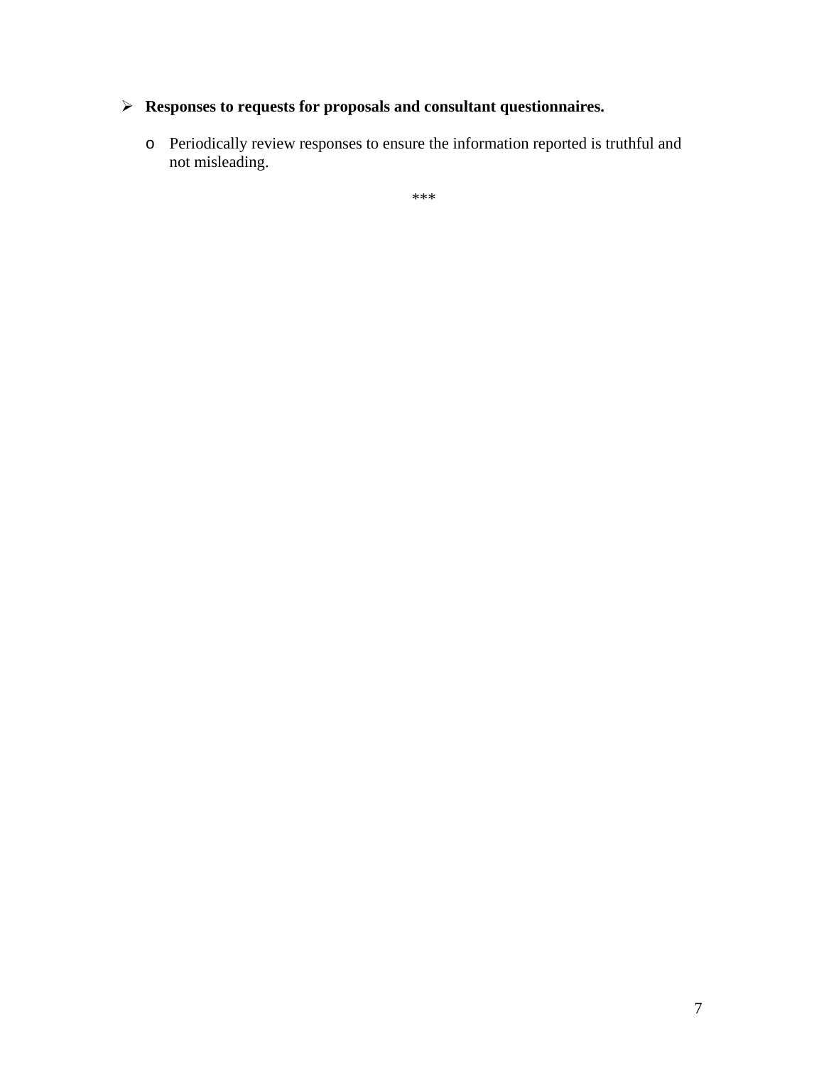- **Responses to requests for proposals and consultant questionnaires.**
  - Periodically review responses to ensure the information reported is truthful and not misleading.

***